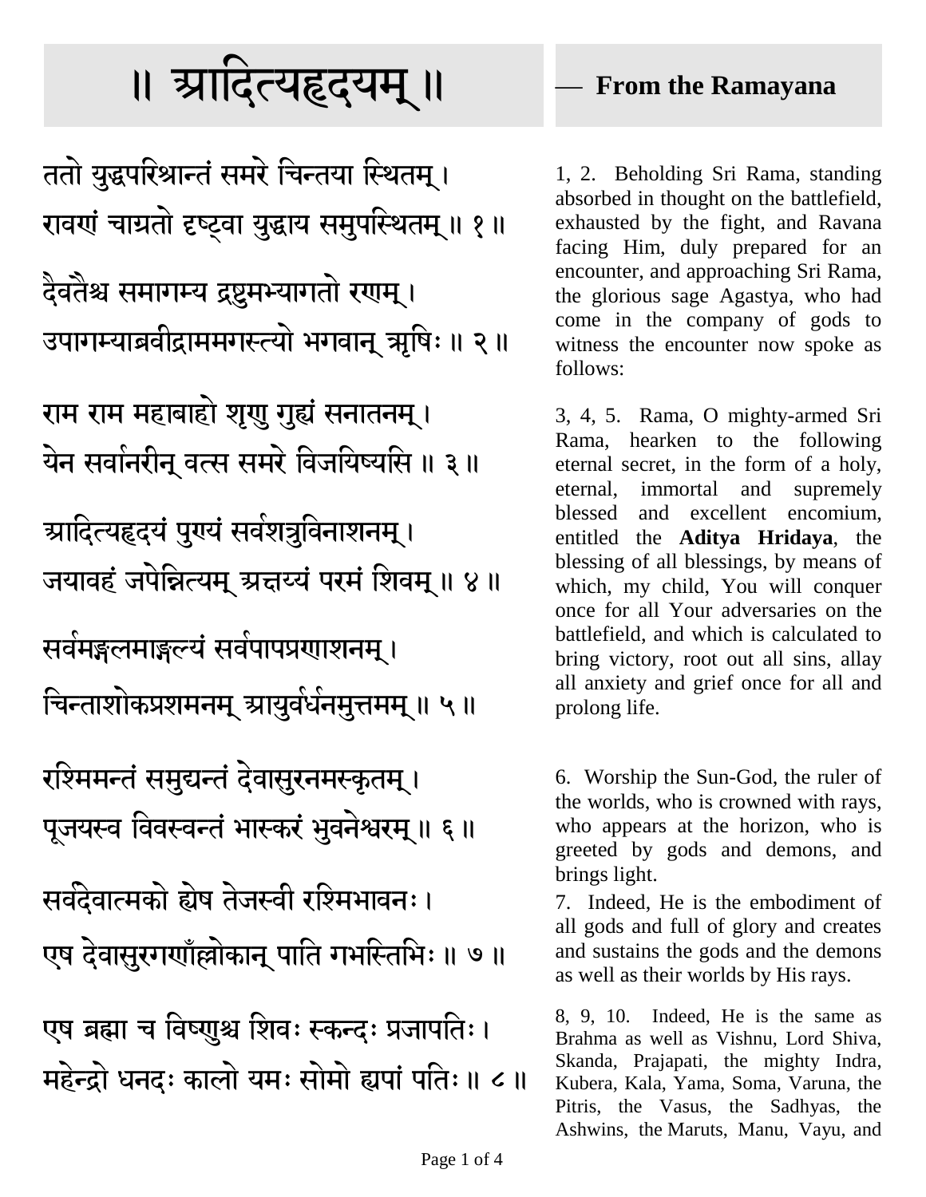# ॥ आदित्यहृदयम् ॥

— **From the Ramayana**

ततो युद्धपरिश्रान्तं समरे चिन्तया स्थितम् ।
रावणं चाग्रतो दृष्ट्वा युद्धाय समुपस्थितम् ॥ १ ॥

दैवतैश्च समागम्य द्रष्टुमभ्यागतो रणम् ।
उपागम्याब्रवीद्राममगस्त्यो भगवान् ऋषिः ॥ २ ॥

1, 2. Beholding Sri Rama, standing absorbed in thought on the battlefield, exhausted by the fight, and Ravana facing Him, duly prepared for an encounter, and approaching Sri Rama, the glorious sage Agastya, who had come in the company of gods to witness the encounter now spoke as follows:

राम राम महाबाहो शृणु गुह्यं सनातनम् ।
येन सर्वानरीन् वत्स समरे विजयिष्यसि ॥ ३ ॥

आदित्यहृदयं पुण्यं सर्वशत्रुविनाशनम् ।
जयावहं जपेन्नित्यम् अक्षय्यं परमं शिवम् ॥ ४ ॥

सर्वमङ्गलमाङ्गल्यं सर्वपापप्रणाशनम् ।
चिन्ताशोकप्रशमनम् आयुर्वर्धनमुत्तमम् ॥ ५ ॥

3, 4, 5. Rama, O mighty-armed Sri Rama, hearken to the following eternal secret, in the form of a holy, eternal, immortal and supremely blessed and excellent encomium, entitled the **Aditya Hridaya**, the blessing of all blessings, by means of which, my child, You will conquer once for all Your adversaries on the battlefield, and which is calculated to bring victory, root out all sins, allay all anxiety and grief once for all and prolong life.

रश्मिमन्तं समुद्यन्तं देवासुरनमस्कृतम् ।
पूजयस्व विवस्वन्तं भास्करं भुवनेश्वरम् ॥ ६ ॥

6. Worship the Sun-God, the ruler of the worlds, who is crowned with rays, who appears at the horizon, who is greeted by gods and demons, and brings light.

सर्वदेवात्मको ह्येष तेजस्वी रश्मिभावनः ।
एष देवासुरगणाँल्लोकान् पाति गभस्तिभिः ॥ ७ ॥

7. Indeed, He is the embodiment of all gods and full of glory and creates and sustains the gods and the demons as well as their worlds by His rays.

एष ब्रह्मा च विष्णुश्च शिवः स्कन्दः प्रजापतिः ।
महेन्द्रो धनदः कालो यमः सोमो ह्यपां पतिः ॥ ८ ॥

8, 9, 10. Indeed, He is the same as Brahma as well as Vishnu, Lord Shiva, Skanda, Prajapati, the mighty Indra, Kubera, Kala, Yama, Soma, Varuna, the Pitris, the Vasus, the Sadhyas, the Ashwins, the Maruts, Manu, Vayu, and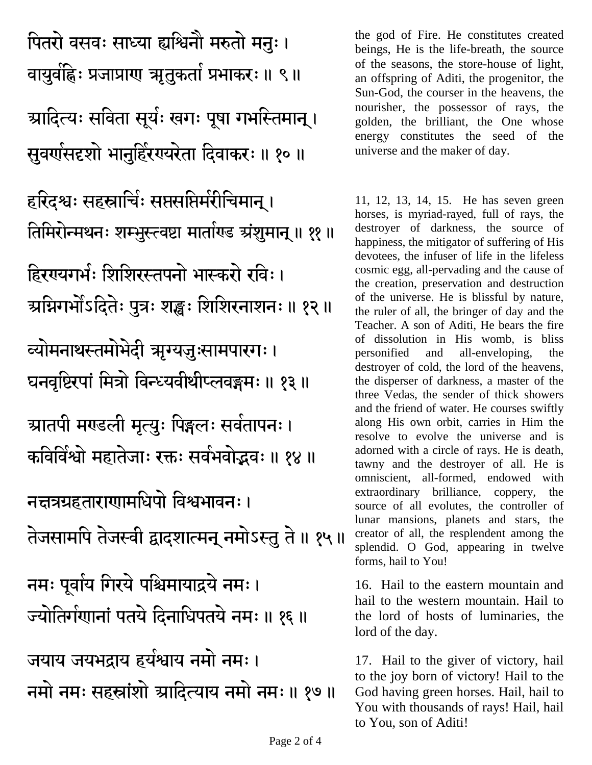पितरो वसवः साध्या ह्यश्विनौ मरुतो मनुः ।
वायुर्वह्निः प्रजाप्राण ऋतुकर्ता प्रभाकरः ॥ ९ ॥

आदित्यः सविता सूर्यः खगः पूषा गभस्तिमान् ।
सुवर्णसदृशो भानुर्हिरण्यरेता दिवाकरः ॥ १० ॥

the god of Fire. He constitutes created beings, He is the life-breath, the source of the seasons, the store-house of light, an offspring of Aditi, the progenitor, the Sun-God, the courser in the heavens, the nourisher, the possessor of rays, the golden, the brilliant, the One whose energy constitutes the seed of the universe and the maker of day.

हरिदश्वः सहस्रार्चिः सप्तसप्तिर्मरीचिमान् ।
तिमिरोन्मथनः शम्भुस्त्वष्टा मार्ताण्ड अंशुमान् ॥ ११ ॥

हिरण्यगर्भः शिशिरस्तपनो भास्करो रविः ।
अग्निगर्भोऽदितेः पुत्रः शङ्खः शिशिरनाशनः ॥ १२ ॥

व्योमनाथस्तमोभेदी ऋग्यजुःसामपारगः ।
घनवृष्टिरपां मित्रो विन्ध्यवीथीप्लवङ्गमः ॥ १३ ॥

आतपी मण्डली मृत्युः पिङ्गलः सर्वतापनः ।
कविर्विश्वो महातेजाः रक्तः सर्वभवोद्भवः ॥ १४ ॥

नक्षत्रग्रहताराणामधिपो विश्वभावनः ।
तेजसामपि तेजस्वी द्वादशात्मन् नमोऽस्तु ते ॥ १५ ॥

11, 12, 13, 14, 15. He has seven green horses, is myriad-rayed, full of rays, the destroyer of darkness, the source of happiness, the mitigator of suffering of His devotees, the infuser of life in the lifeless cosmic egg, all-pervading and the cause of the creation, preservation and destruction of the universe. He is blissful by nature, the ruler of all, the bringer of day and the Teacher. A son of Aditi, He bears the fire of dissolution in His womb, is bliss personified and all-enveloping, the destroyer of cold, the lord of the heavens, the disperser of darkness, a master of the three Vedas, the sender of thick showers and the friend of water. He courses swiftly along His own orbit, carries in Him the resolve to evolve the universe and is adorned with a circle of rays. He is death, tawny and the destroyer of all. He is omniscient, all-formed, endowed with extraordinary brilliance, coppery, the source of all evolutes, the controller of lunar mansions, planets and stars, the creator of all, the resplendent among the splendid. O God, appearing in twelve forms, hail to You!

नमः पूर्वाय गिरये पश्चिमायाद्रये नमः ।
ज्योतिर्गणानां पतये दिनाधिपतये नमः ॥ १६ ॥

16. Hail to the eastern mountain and hail to the western mountain. Hail to the lord of hosts of luminaries, the lord of the day.

जयाय जयभद्राय हर्यश्वाय नमो नमः ।
नमो नमः सहस्रांशो आदित्याय नमो नमः ॥ १७ ॥

17. Hail to the giver of victory, hail to the joy born of victory! Hail to the God having green horses. Hail, hail to You with thousands of rays! Hail, hail to You, son of Aditi!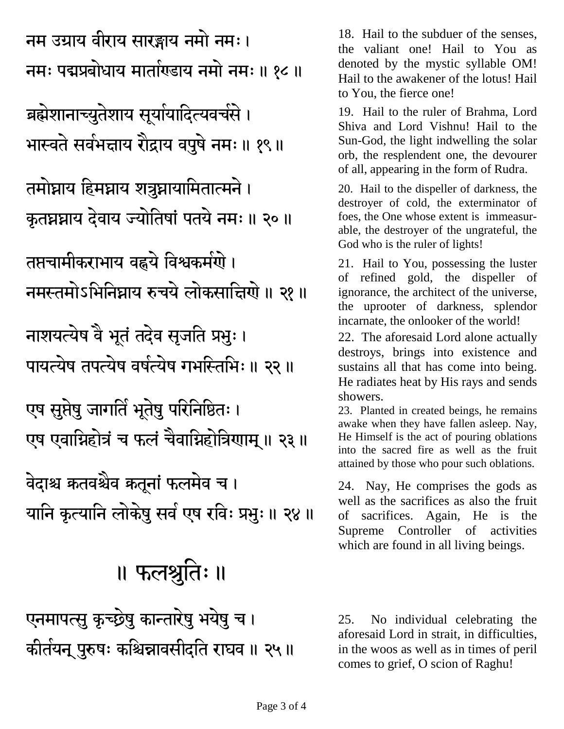नम उग्राय वीराय सारङ्गाय नमो नमः ।
नमः पद्मप्रबोधाय मार्ताण्डाय नमो नमः ॥ १८ ॥

18. Hail to the subduer of the senses, the valiant one! Hail to You as denoted by the mystic syllable OM! Hail to the awakener of the lotus! Hail to You, the fierce one!

ब्रह्मेशानाच्युतेशाय सूर्यायादित्यवर्चसे ।
भास्वते सर्वभक्षाय रौद्राय वपुषे नमः ॥ १९ ॥

19. Hail to the ruler of Brahma, Lord Shiva and Lord Vishnu! Hail to the Sun-God, the light indwelling the solar orb, the resplendent one, the devourer of all, appearing in the form of Rudra.

तमोघ्नाय हिमघ्नाय शत्रुघ्नायामितात्मने ।
कृतघ्नघ्नाय देवाय ज्योतिषां पतये नमः ॥ २० ॥

20. Hail to the dispeller of darkness, the destroyer of cold, the exterminator of foes, the One whose extent is immeasurable, the destroyer of the ungrateful, the God who is the ruler of lights!

तप्तचामीकराभाय वह्नये विश्वकर्मणे ।
नमस्तमोऽभिनिघ्नाय रुचये लोकसाक्षिणे ॥ २१ ॥

21. Hail to You, possessing the luster of refined gold, the dispeller of ignorance, the architect of the universe, the uprooter of darkness, splendor incarnate, the onlooker of the world!

नाशयत्येष वै भूतं तदेव सृजति प्रभुः ।
पायत्येष तपत्येष वर्षत्येष गभस्तिभिः ॥ २२ ॥

22. The aforesaid Lord alone actually destroys, brings into existence and sustains all that has come into being. He radiates heat by His rays and sends showers.

एष सुप्तेषु जागर्ति भूतेषु परिनिष्ठितः ।
एष एवाग्निहोत्रं च फलं चैवाग्निहोत्रिणाम् ॥ २३ ॥

23. Planted in created beings, he remains awake when they have fallen asleep. Nay, He Himself is the act of pouring oblations into the sacred fire as well as the fruit attained by those who pour such oblations.

वेदाश्च क्रतवश्चैव क्रतूनां फलमेव च ।
यानि कृत्यानि लोकेषु सर्व एष रविः प्रभुः ॥ २४ ॥

24. Nay, He comprises the gods as well as the sacrifices as also the fruit of sacrifices. Again, He is the Supreme Controller of activities which are found in all living beings.

## ॥ फलश्रुतिः ॥

एनमापत्सु कृच्छ्रेषु कान्तारेषु भयेषु च ।
कीर्तयन् पुरुषः कश्चिन्नावसीदति राघव ॥ २५ ॥

25. No individual celebrating the aforesaid Lord in strait, in difficulties, in the woos as well as in times of peril comes to grief, O scion of Raghu!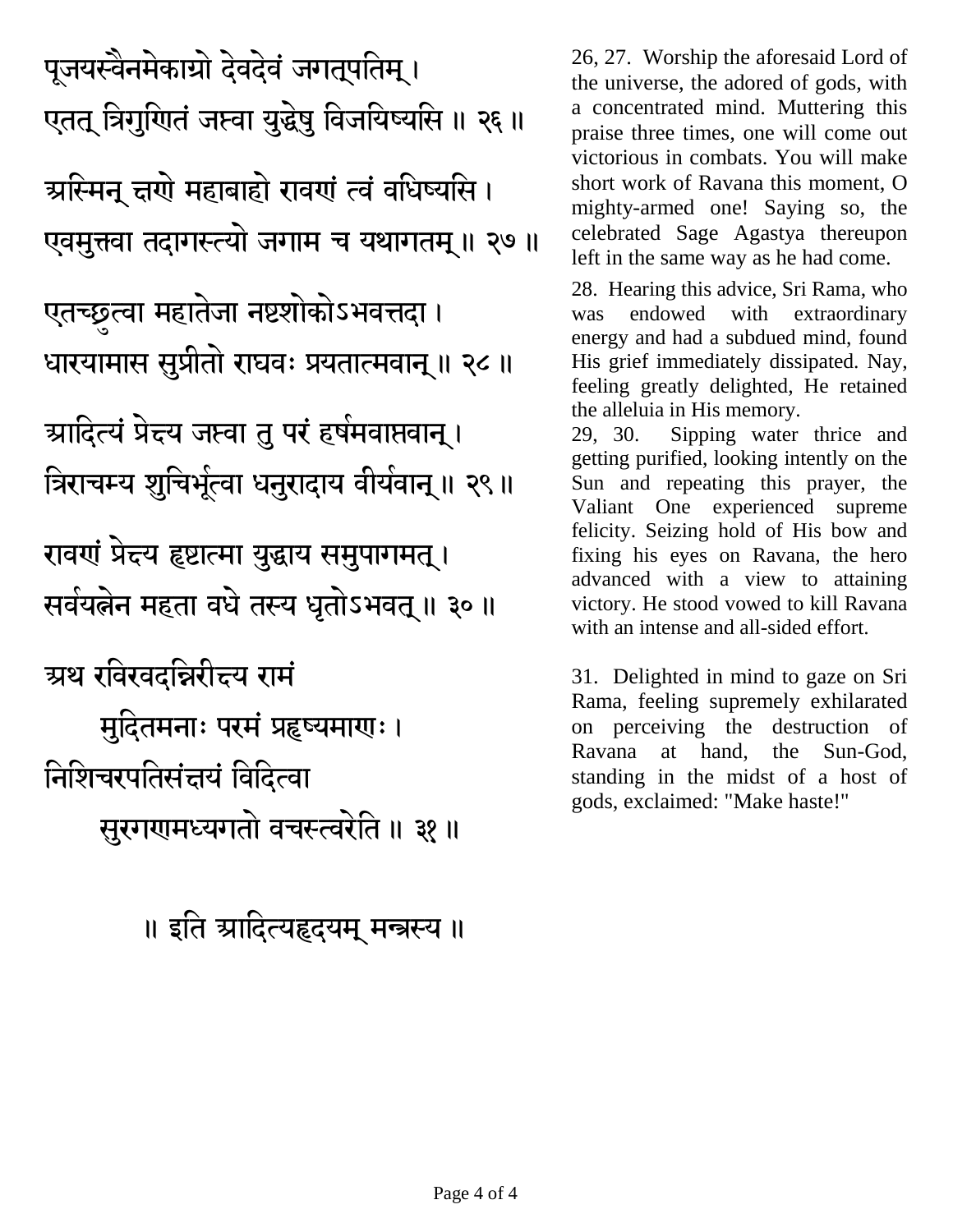पूजयस्वैनमेकाग्रो देवदेवं जगत्पतिम् ।
एतत् त्रिगुणितं जप्त्वा युद्धेषु विजयिष्यसि ॥ २६ ॥

अस्मिन् क्षणे महाबाहो रावणं त्वं वधिष्यसि ।
एवमुक्त्वा तदागस्त्यो जगाम च यथागतम् ॥ २७ ॥

26, 27. Worship the aforesaid Lord of the universe, the adored of gods, with a concentrated mind. Muttering this praise three times, one will come out victorious in combats. You will make short work of Ravana this moment, O mighty-armed one! Saying so, the celebrated Sage Agastya thereupon left in the same way as he had come.

एतच्छ्रुत्वा महातेजा नष्टशोकोऽभवत्तदा ।
धारयामास सुप्रीतो राघवः प्रयतात्मवान् ॥ २८ ॥

28. Hearing this advice, Sri Rama, who was endowed with extraordinary energy and had a subdued mind, found His grief immediately dissipated. Nay, feeling greatly delighted, He retained the alleluia in His memory.

आदित्यं प्रेक्ष्य जप्त्वा तु परं हर्षमवाप्तवान् ।
त्रिराचम्य शुचिर्भूत्वा धनुरादाय वीर्यवान् ॥ २९ ॥

रावणं प्रेक्ष्य हृष्टात्मा युद्धाय समुपागमत् ।
सर्वयत्नेन महता वधे तस्य धृतोऽभवत् ॥ ३० ॥

29, 30. Sipping water thrice and getting purified, looking intently on the Sun and repeating this prayer, the Valiant One experienced supreme felicity. Seizing hold of His bow and fixing his eyes on Ravana, the hero advanced with a view to attaining victory. He stood vowed to kill Ravana with an intense and all-sided effort.

अथ रविरवदन्निरीक्ष्य रामं
मुदितमनाः परमं प्रहृष्यमाणः ।
निशिचरपतिसंक्षयं विदित्वा
सुरगणमध्यगतो वचस्त्वरेति ॥ ३१ ॥

31. Delighted in mind to gaze on Sri Rama, feeling supremely exhilarated on perceiving the destruction of Ravana at hand, the Sun-God, standing in the midst of a host of gods, exclaimed: "Make haste!"

॥ इति आदित्यहृदयम् मन्त्रस्य ॥